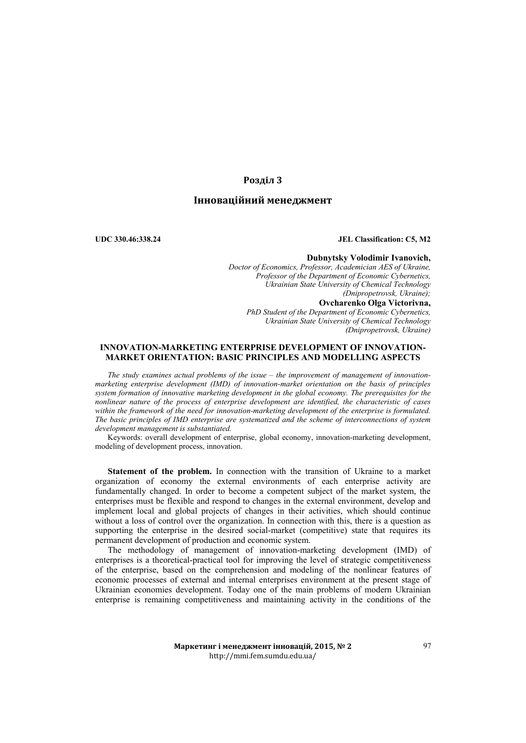# Розділ 3

## Інноваційний менеджмент

**UDC 330.46:338.24** **JEL Classification: C5, M2**

**Dubnytsky Volodimir Ivanovich,**
*Doctor of Economics, Professor, Academician AES of Ukraine,*
*Professor of the Department of Economic Cybernetics,*
*Ukrainian State University of Chemical Technology*
*(Dnipropetrovsk, Ukraine);*
**Ovcharenko Olga Victorivna,**
*PhD Student of the Department of Economic Cybernetics,*
*Ukrainian State University of Chemical Technology*
*(Dnipropetrovsk, Ukraine)*

### INNOVATION-MARKETING ENTERPRISE DEVELOPMENT OF INNOVATION-MARKET ORIENTATION: BASIC PRINCIPLES AND MODELLING ASPECTS

*The study examines actual problems of the issue – the improvement of management of innovation-marketing enterprise development (IMD) of innovation-market orientation on the basis of principles system formation of innovative marketing development in the global economy. The prerequisites for the nonlinear nature of the process of enterprise development are identified, the characteristic of cases within the framework of the need for innovation-marketing development of the enterprise is formulated. The basic principles of IMD enterprise are systematized and the scheme of interconnections of system development management is substantiated.*

Keywords: overall development of enterprise, global economy, innovation-marketing development, modeling of development process, innovation.

**Statement of the problem.** In connection with the transition of Ukraine to a market organization of economy the external environments of each enterprise activity are fundamentally changed. In order to become a competent subject of the market system, the enterprises must be flexible and respond to changes in the external environment, develop and implement local and global projects of changes in their activities, which should continue without a loss of control over the organization. In connection with this, there is a question as supporting the enterprise in the desired social-market (competitive) state that requires its permanent development of production and economic system.

The methodology of management of innovation-marketing development (IMD) of enterprises is a theoretical-practical tool for improving the level of strategic competitiveness of the enterprise, based on the comprehension and modeling of the nonlinear features of economic processes of external and internal enterprises environment at the present stage of Ukrainian economies development. Today one of the main problems of modern Ukrainian enterprise is remaining competitiveness and maintaining activity in the conditions of the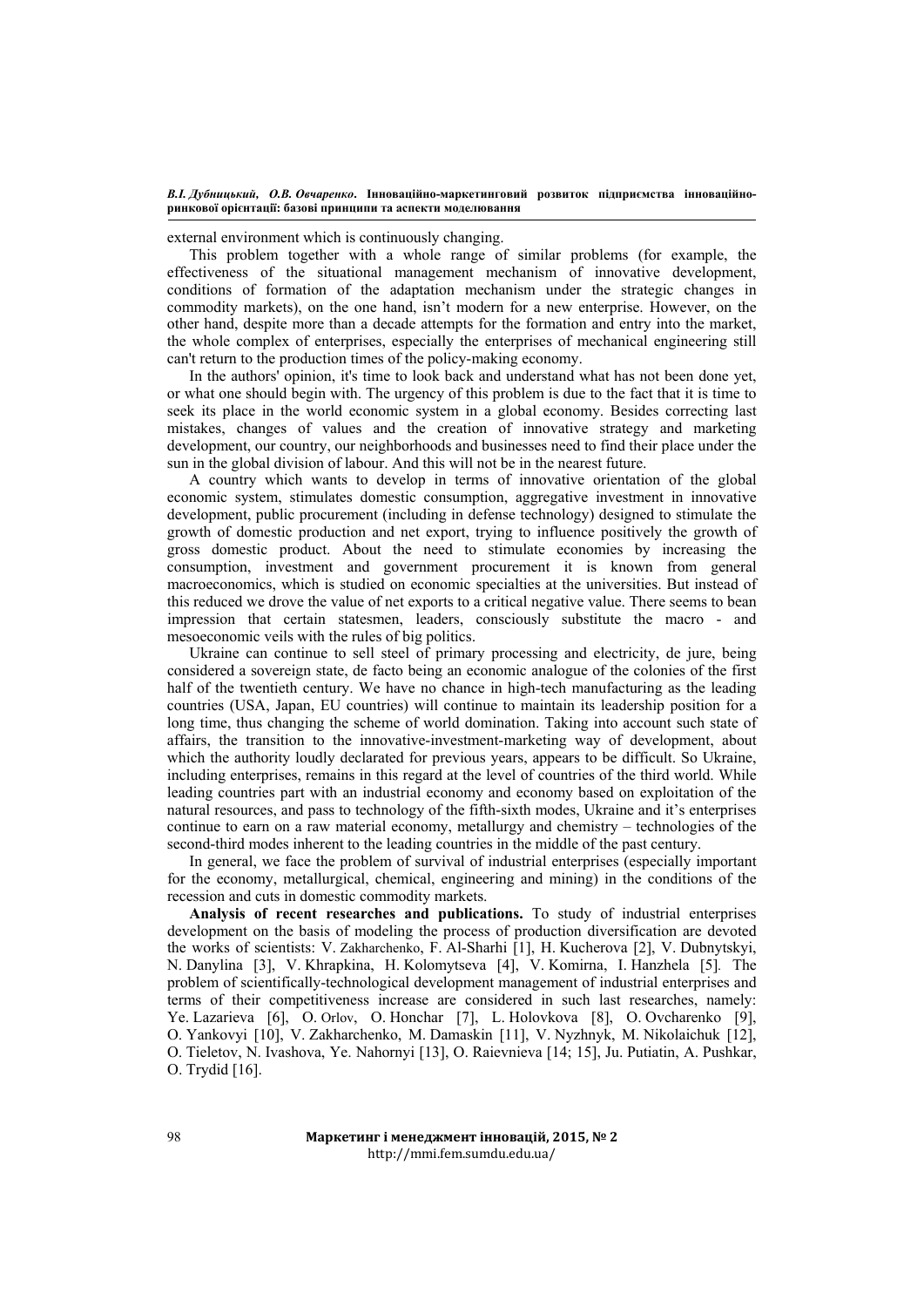external environment which is continuously changing.

This problem together with a whole range of similar problems (for example, the effectiveness of the situational management mechanism of innovative development, conditions of formation of the adaptation mechanism under the strategic changes in commodity markets), on the one hand, isn't modern for a new enterprise. However, on the other hand, despite more than a decade attempts for the formation and entry into the market, the whole complex of enterprises, especially the enterprises of mechanical engineering still can't return to the production times of the policy-making economy.

In the authors' opinion, it's time to look back and understand what has not been done yet, or what one should begin with. The urgency of this problem is due to the fact that it is time to seek its place in the world economic system in a global economy. Besides correcting last mistakes, changes of values and the creation of innovative strategy and marketing development, our country, our neighborhoods and businesses need to find their place under the sun in the global division of labour. And this will not be in the nearest future.

A country which wants to develop in terms of innovative orientation of the global economic system, stimulates domestic consumption, aggregative investment in innovative development, public procurement (including in defense technology) designed to stimulate the growth of domestic production and net export, trying to influence positively the growth of gross domestic product. About the need to stimulate economies by increasing the consumption, investment and government procurement it is known from general macroeconomics, which is studied on economic specialties at the universities. But instead of this reduced we drove the value of net exports to a critical negative value. There seems to bean impression that certain statesmen, leaders, consciously substitute the macro - and mesoeconomic veils with the rules of big politics.

Ukraine can continue to sell steel of primary processing and electricity, de jure, being considered a sovereign state, de facto being an economic analogue of the colonies of the first half of the twentieth century. We have no chance in high-tech manufacturing as the leading countries (USA, Japan, EU countries) will continue to maintain its leadership position for a long time, thus changing the scheme of world domination. Taking into account such state of affairs, the transition to the innovative-investment-marketing way of development, about which the authority loudly declarated for previous years, appears to be difficult. So Ukraine, including enterprises, remains in this regard at the level of countries of the third world. While leading countries part with an industrial economy and economy based on exploitation of the natural resources, and pass to technology of the fifth-sixth modes, Ukraine and it's enterprises continue to earn on a raw material economy, metallurgy and chemistry – technologies of the second-third modes inherent to the leading countries in the middle of the past century.

In general, we face the problem of survival of industrial enterprises (especially important for the economy, metallurgical, chemical, engineering and mining) in the conditions of the recession and cuts in domestic commodity markets.

**Analysis of recent researches and publications.** To study of industrial enterprises development on the basis of modeling the process of production diversification are devoted the works of scientists: V. Zakharchenko, F. Al-Sharhi [1], H. Kucherova [2], V. Dubnytskyi, N. Danylina [3], V. Khrapkina, H. Kolomytseva [4], V. Komirna, I. Hanzhela [5]. The problem of scientifically-technological development management of industrial enterprises and terms of their competitiveness increase are considered in such last researches, namely: Ye. Lazarieva [6], O. Orlov, O. Honchar [7], L. Holovkova [8], O. Ovcharenko [9], O. Yankovyi [10], V. Zakharchenko, M. Damaskin [11], V. Nyzhnyk, M. Nikolaichuk [12], O. Tieletov, N. Ivashova, Ye. Nahornyi [13], O. Raievnieva [14; 15], Ju. Putiatin, A. Pushkar, O. Trydid [16].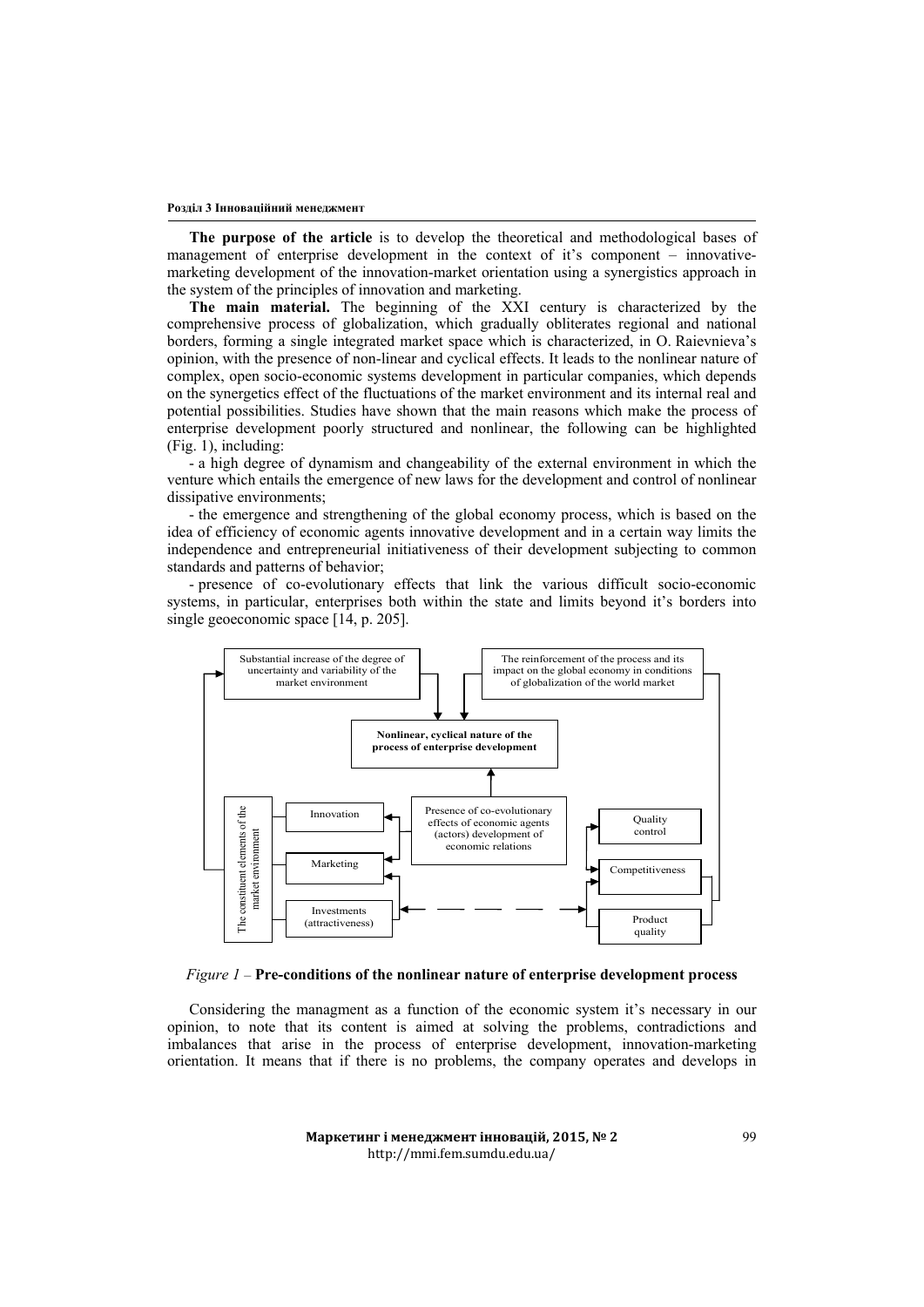**The purpose of the article** is to develop the theoretical and methodological bases of management of enterprise development in the context of it's component – innovative-marketing development of the innovation-market orientation using a synergistics approach in the system of the principles of innovation and marketing.

**The main material.** The beginning of the XXI century is characterized by the comprehensive process of globalization, which gradually obliterates regional and national borders, forming a single integrated market space which is characterized, in O. Raievnieva's opinion, with the presence of non-linear and cyclical effects. It leads to the nonlinear nature of complex, open socio-economic systems development in particular companies, which depends on the synergetics effect of the fluctuations of the market environment and its internal real and potential possibilities. Studies have shown that the main reasons which make the process of enterprise development poorly structured and nonlinear, the following can be highlighted (Fig. 1), including:

- a high degree of dynamism and changeability of the external environment in which the venture which entails the emergence of new laws for the development and control of nonlinear dissipative environments;
- the emergence and strengthening of the global economy process, which is based on the idea of efficiency of economic agents innovative development and in a certain way limits the independence and entrepreneurial initiativeness of their development subjecting to common standards and patterns of behavior;
- presence of co-evolutionary effects that link the various difficult socio-economic systems, in particular, enterprises both within the state and limits beyond it's borders into single geoeconomic space [14, p. 205].

*Figure 1* – **Pre-conditions of the nonlinear nature of enterprise development process**

Considering the managment as a function of the economic system it's necessary in our opinion, to note that its content is aimed at solving the problems, contradictions and imbalances that arise in the process of enterprise development, innovation-marketing orientation. It means that if there is no problems, the company operates and develops in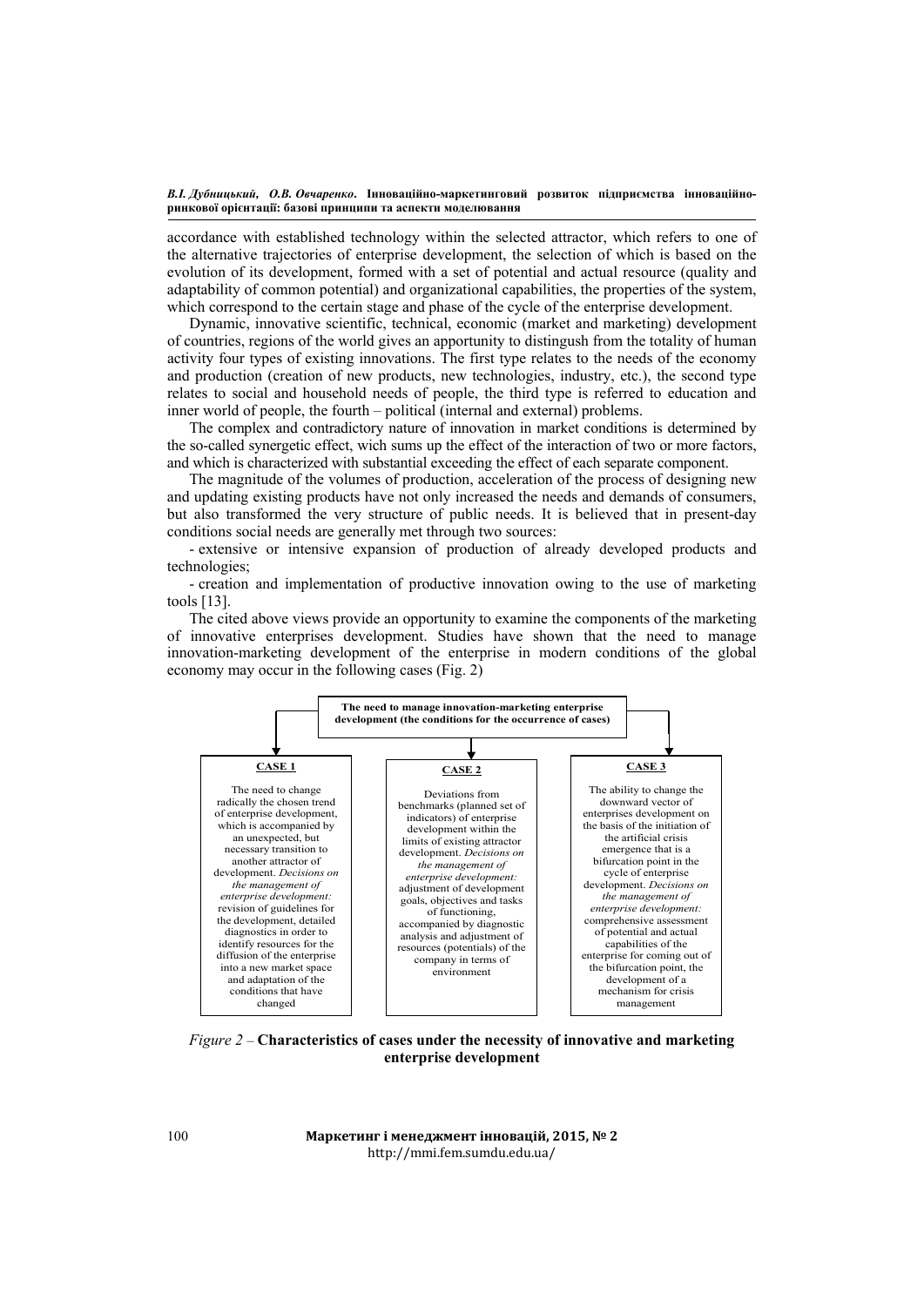accordance with established technology within the selected attractor, which refers to one of the alternative trajectories of enterprise development, the selection of which is based on the evolution of its development, formed with a set of potential and actual resource (quality and adaptability of common potential) and organizational capabilities, the properties of the system, which correspond to the certain stage and phase of the cycle of the enterprise development.

Dynamic, innovative scientific, technical, economic (market and marketing) development of countries, regions of the world gives an apportunity to distingush from the totality of human activity four types of existing innovations. The first type relates to the needs of the economy and production (creation of new products, new technologies, industry, etc.), the second type relates to social and household needs of people, the third type is referred to education and inner world of people, the fourth – political (internal and external) problems.

The complex and contradictory nature of innovation in market conditions is determined by the so-called synergetic effect, wich sums up the effect of the interaction of two or more factors, and which is characterized with substantial exceeding the effect of each separate component.

The magnitude of the volumes of production, acceleration of the process of designing new and updating existing products have not only increased the needs and demands of consumers, but also transformed the very structure of public needs. It is believed that in present-day conditions social needs are generally met through two sources:

- extensive or intensive expansion of production of already developed products and technologies;
- creation and implementation of productive innovation owing to the use of marketing tools [13].

The cited above views provide an opportunity to examine the components of the marketing of innovative enterprises development. Studies have shown that the need to manage innovation-marketing development of the enterprise in modern conditions of the global economy may occur in the following cases (Fig. 2)

**The need to manage innovation-marketing enterprise development (the conditions for the occurrence of cases)**

| CASE 1 | CASE 2 | CASE 3 |
|---|---|---|
| The need to change radically the chosen trend of enterprise development, which is accompanied by an unexpected, but necessary transition to another attractor of development. *Decisions on the management of enterprise development:* revision of guidelines for the development, detailed diagnostics in order to identify resources for the diffusion of the enterprise into a new market space and adaptation of the conditions that have changed | Deviations from benchmarks (planned set of indicators) of enterprise development within the limits of existing attractor development. *Decisions on the management of enterprise development:* adjustment of development goals, objectives and tasks of functioning, accompanied by diagnostic analysis and adjustment of resources (potentials) of the company in terms of environment | The ability to change the downward vector of enterprises development on the basis of the initiation of the artificial crisis emergence that is a bifurcation point in the cycle of enterprise development. *Decisions on the management of enterprise development:* comprehensive assessment of potential and actual capabilities of the enterprise for coming out of the bifurcation point, the development of a mechanism for crisis management |

*Figure 2* – **Characteristics of cases under the necessity of innovative and marketing enterprise development**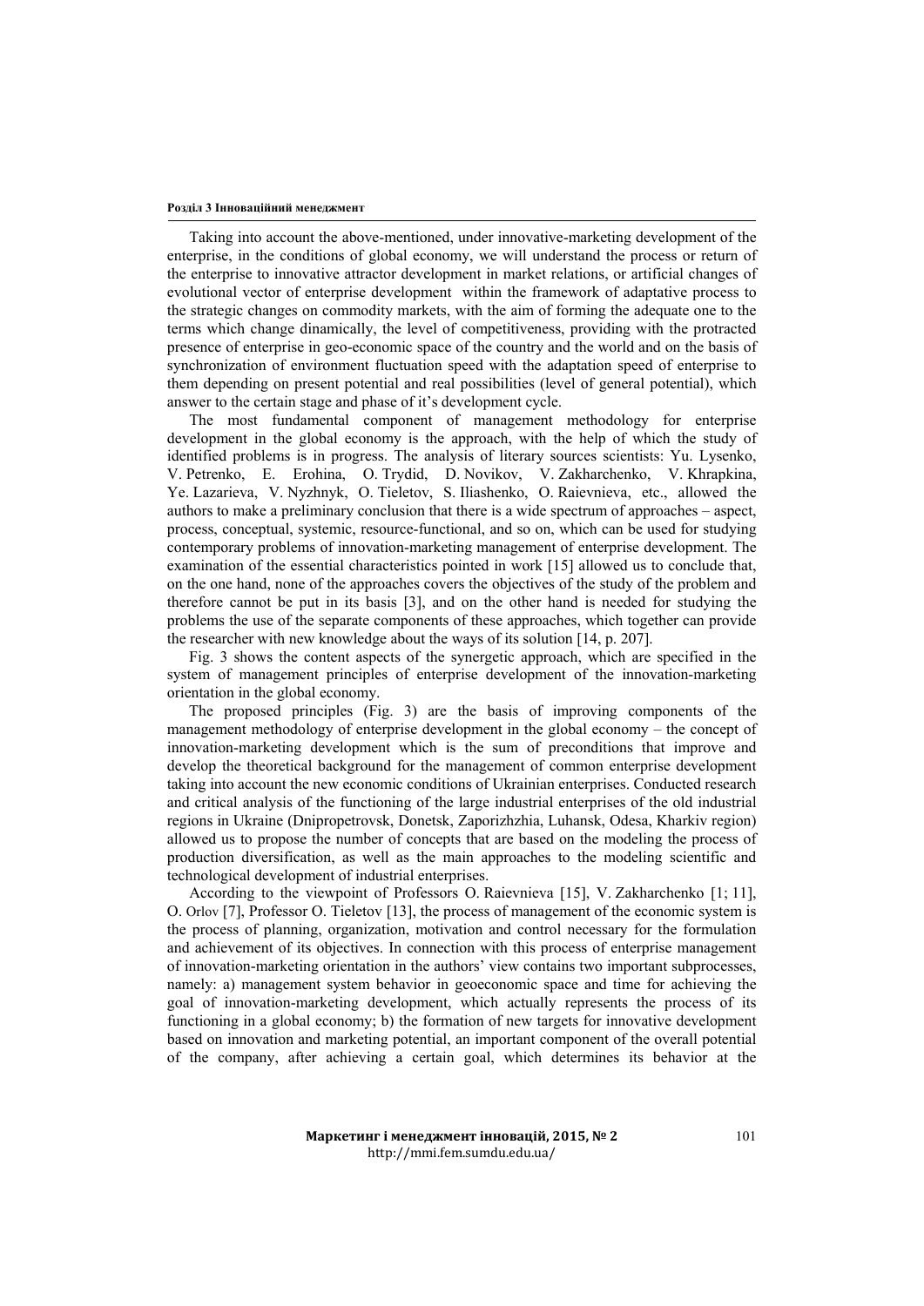Taking into account the above-mentioned, under innovative-marketing development of the enterprise, in the conditions of global economy, we will understand the process or return of the enterprise to innovative attractor development in market relations, or artificial changes of evolutional vector of enterprise development within the framework of adaptative process to the strategic changes on commodity markets, with the aim of forming the adequate one to the terms which change dinamically, the level of competitiveness, providing with the protracted presence of enterprise in geo-economic space of the country and the world and on the basis of synchronization of environment fluctuation speed with the adaptation speed of enterprise to them depending on present potential and real possibilities (level of general potential), which answer to the certain stage and phase of it's development cycle.

The most fundamental component of management methodology for enterprise development in the global economy is the approach, with the help of which the study of identified problems is in progress. The analysis of literary sources scientists: Yu. Lysenko, V. Petrenko, E. Erohina, O. Trydid, D. Novikov, V. Zakharchenko, V. Khrapkina, Ye. Lazarieva, V. Nyzhnyk, O. Tieletov, S. Iliashenko, O. Raievnieva, etc., allowed the authors to make a preliminary conclusion that there is a wide spectrum of approaches – aspect, process, conceptual, systemic, resource-functional, and so on, which can be used for studying contemporary problems of innovation-marketing management of enterprise development. The examination of the essential characteristics pointed in work [15] allowed us to conclude that, on the one hand, none of the approaches covers the objectives of the study of the problem and therefore cannot be put in its basis [3], and on the other hand is needed for studying the problems the use of the separate components of these approaches, which together can provide the researcher with new knowledge about the ways of its solution [14, p. 207].

Fig. 3 shows the content aspects of the synergetic approach, which are specified in the system of management principles of enterprise development of the innovation-marketing orientation in the global economy.

The proposed principles (Fig. 3) are the basis of improving components of the management methodology of enterprise development in the global economy – the concept of innovation-marketing development which is the sum of preconditions that improve and develop the theoretical background for the management of common enterprise development taking into account the new economic conditions of Ukrainian enterprises. Conducted research and critical analysis of the functioning of the large industrial enterprises of the old industrial regions in Ukraine (Dnipropetrovsk, Donetsk, Zaporizhzhia, Luhansk, Odesa, Kharkiv region) allowed us to propose the number of concepts that are based on the modeling the process of production diversification, as well as the main approaches to the modeling scientific and technological development of industrial enterprises.

According to the viewpoint of Professors O. Raievnieva [15], V. Zakharchenko [1; 11], O. Orlov [7], Professor O. Tieletov [13], the process of management of the economic system is the process of planning, organization, motivation and control necessary for the formulation and achievement of its objectives. In connection with this process of enterprise management of innovation-marketing orientation in the authors' view contains two important subprocesses, namely: a) management system behavior in geoeconomic space and time for achieving the goal of innovation-marketing development, which actually represents the process of its functioning in a global economy; b) the formation of new targets for innovative development based on innovation and marketing potential, an important component of the overall potential of the company, after achieving a certain goal, which determines its behavior at the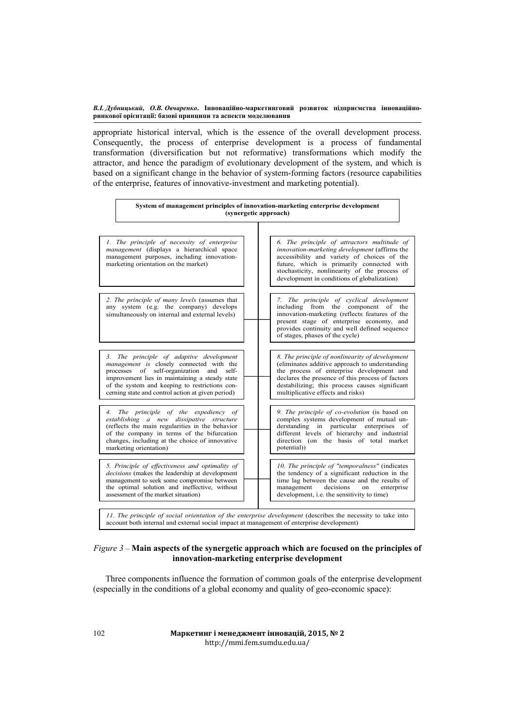appropriate historical interval, which is the essence of the overall development process. Consequently, the process of enterprise development is a process of fundamental transformation (diversification but not reformative) transformations which modify the attractor, and hence the paradigm of evolutionary development of the system, and which is based on a significant change in the behavior of system-forming factors (resource capabilities of the enterprise, features of innovative-investment and marketing potential).

**System of management principles of innovation-marketing enterprise development (synergetic approach)**

1. *The principle of necessity of enterprise management* (displays a hierarchical space management purposes, including innovation-marketing orientation on the market)

2. *The principle of many levels* (assumes that any system (e.g. the company) develops simultaneously on internal and external levels)

3. *The principle of adaptive development management is* closely connected with the processes of self-organization and self-improvement lies in maintaining a steady state of the system and keeping to restrictions concerning state and control action at given period)

4. *The principle of the expediency of establishing a new dissipative structure* (reflects the main regularities in the behavior of the company in terms of the bifurcation changes, including at the choice of innovative marketing orientation)

5. *Principle of effectiveness and optimality of decisions* (makes the leadership at development management to seek some compromise between the optimal solution and ineffective, without assessment of the market situation)

6. *The principle of attractors multitude of innovation-marketing development* (affirms the accessibility and variety of choices of the future, which is primarily connected with stochasticity, nonlinearity of the process of development in conditions of globalization)

7. *The principle of cyclical development* including from the component of the innovation-marketing (reflects features of the present stage of enterprise economy, and provides continuity and well defined sequence of stages, phases of the cycle)

8. *The principle of nonlinearity of development* (eliminates additive approach to understanding the process of enterprise development and declares the presence of this process of factors destabilizing; this process causes significant multiplicative effects and risks)

9. *The principle of co-evolution* (is based on complex systems development of mutual understanding in particular enterprises of different levels of hierarchy and industrial direction (on the basis of total market potential))

10. *The principle of "temporalness"* (indicates the tendency of a significant reduction in the time lag between the cause and the results of management decisions on enterprise development, i.e. the sensitivity to time)

11. *The principle of social orientation of the enterprise development* (describes the necessity to take into account both internal and external social impact at management of enterprise development)

*Figure 3* – **Main aspects of the synergetic approach which are focused on the principles of innovation-marketing enterprise development**

Three components influence the formation of common goals of the enterprise development (especially in the conditions of a global economy and quality of geo-economic space):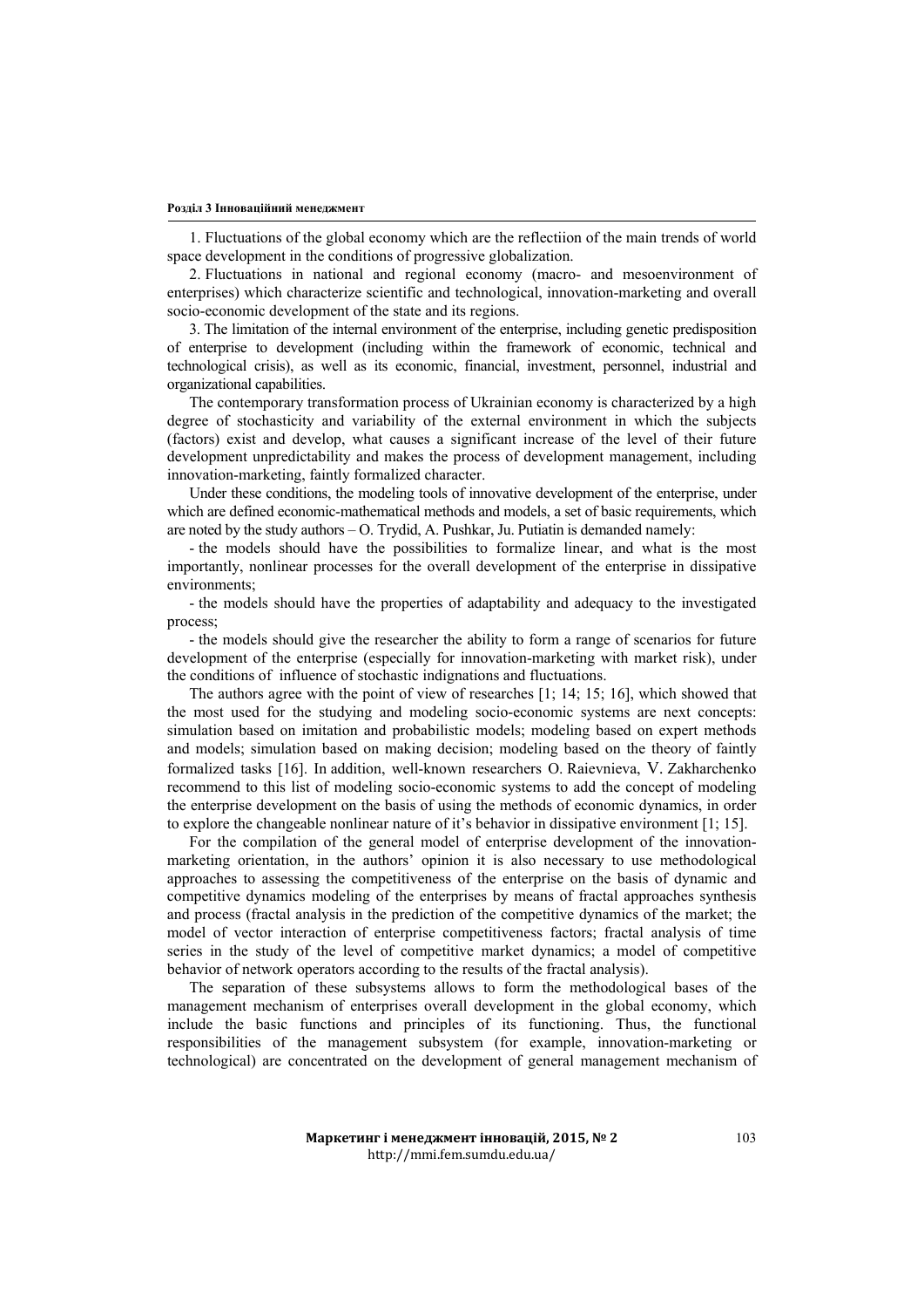1. Fluctuations of the global economy which are the reflectiion of the main trends of world space development in the conditions of progressive globalization.

2. Fluctuations in national and regional economy (macro- and mesoenvironment of enterprises) which characterize scientific and technological, innovation-marketing and overall socio-economic development of the state and its regions.

3. The limitation of the internal environment of the enterprise, including genetic predisposition of enterprise to development (including within the framework of economic, technical and technological crisis), as well as its economic, financial, investment, personnel, industrial and organizational capabilities.

The contemporary transformation process of Ukrainian economy is characterized by a high degree of stochasticity and variability of the external environment in which the subjects (factors) exist and develop, what causes a significant increase of the level of their future development unpredictability and makes the process of development management, including innovation-marketing, faintly formalized character.

Under these conditions, the modeling tools of innovative development of the enterprise, under which are defined economic-mathematical methods and models, a set of basic requirements, which are noted by the study authors – O. Trydid, A. Pushkar, Ju. Putiatin is demanded namely:

- the models should have the possibilities to formalize linear, and what is the most importantly, nonlinear processes for the overall development of the enterprise in dissipative environments;
- the models should have the properties of adaptability and adequacy to the investigated process;
- the models should give the researcher the ability to form a range of scenarios for future development of the enterprise (especially for innovation-marketing with market risk), under the conditions of influence of stochastic indignations and fluctuations.

The authors agree with the point of view of researches [1; 14; 15; 16], which showed that the most used for the studying and modeling socio-economic systems are next concepts: simulation based on imitation and probabilistic models; modeling based on expert methods and models; simulation based on making decision; modeling based on the theory of faintly formalized tasks [16]. In addition, well-known researchers O. Raievnieva, V. Zakharchenko recommend to this list of modeling socio-economic systems to add the concept of modeling the enterprise development on the basis of using the methods of economic dynamics, in order to explore the changeable nonlinear nature of it's behavior in dissipative environment [1; 15].

For the compilation of the general model of enterprise development of the innovation-marketing orientation, in the authors' opinion it is also necessary to use methodological approaches to assessing the competitiveness of the enterprise on the basis of dynamic and competitive dynamics modeling of the enterprises by means of fractal approaches synthesis and process (fractal analysis in the prediction of the competitive dynamics of the market; the model of vector interaction of enterprise competitiveness factors; fractal analysis of time series in the study of the level of competitive market dynamics; a model of competitive behavior of network operators according to the results of the fractal analysis).

The separation of these subsystems allows to form the methodological bases of the management mechanism of enterprises overall development in the global economy, which include the basic functions and principles of its functioning. Thus, the functional responsibilities of the management subsystem (for example, innovation-marketing or technological) are concentrated on the development of general management mechanism of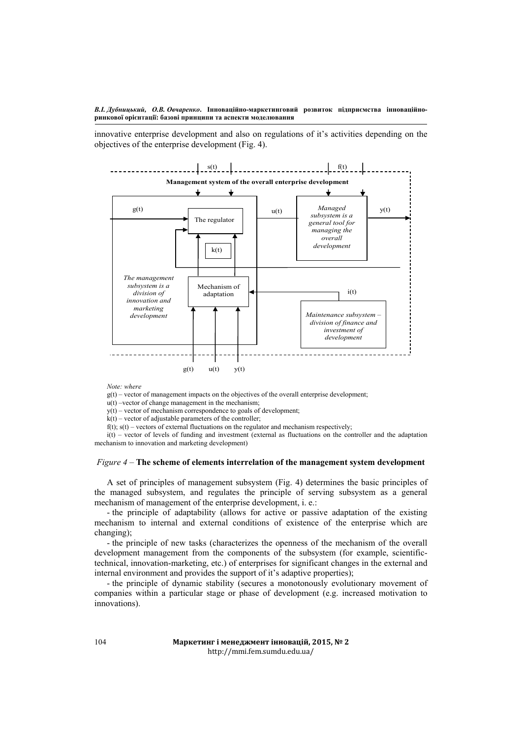innovative enterprise development and also on regulations of it's activities depending on the objectives of the enterprise development (Fig. 4).

s(t) f(t)

Management system of the overall enterprise development

g(t) The regulator u(t) *Managed subsystem is a general tool for managing the overall development* y(t)

k(t)

*The management subsystem is a division of innovation and marketing development* Mechanism of adaptation i(t)

*Maintenance subsystem – division of finance and investment of development*

g(t) u(t) y(t)

*Note: where*

g(t) – vector of management impacts on the objectives of the overall enterprise development;

u(t) –vector of change management in the mechanism;

y(t) – vector of mechanism correspondence to goals of development;

k(t) – vector of adjustable parameters of the controller;

f(t); s(t) – vectors of external fluctuations on the regulator and mechanism respectively;

i(t) – vector of levels of funding and investment (external as fluctuations on the controller and the adaptation mechanism to innovation and marketing development)

*Figure 4* – **The scheme of elements interrelation of the management system development**

A set of principles of management subsystem (Fig. 4) determines the basic principles of the managed subsystem, and regulates the principle of serving subsystem as a general mechanism of management of the enterprise development, i. e.:

- the principle of adaptability (allows for active or passive adaptation of the existing mechanism to internal and external conditions of existence of the enterprise which are changing);

- the principle of new tasks (characterizes the openness of the mechanism of the overall development management from the components of the subsystem (for example, scientific-technical, innovation-marketing, etc.) of enterprises for significant changes in the external and internal environment and provides the support of it's adaptive properties);

- the principle of dynamic stability (secures a monotonously evolutionary movement of companies within a particular stage or phase of development (e.g. increased motivation to innovations).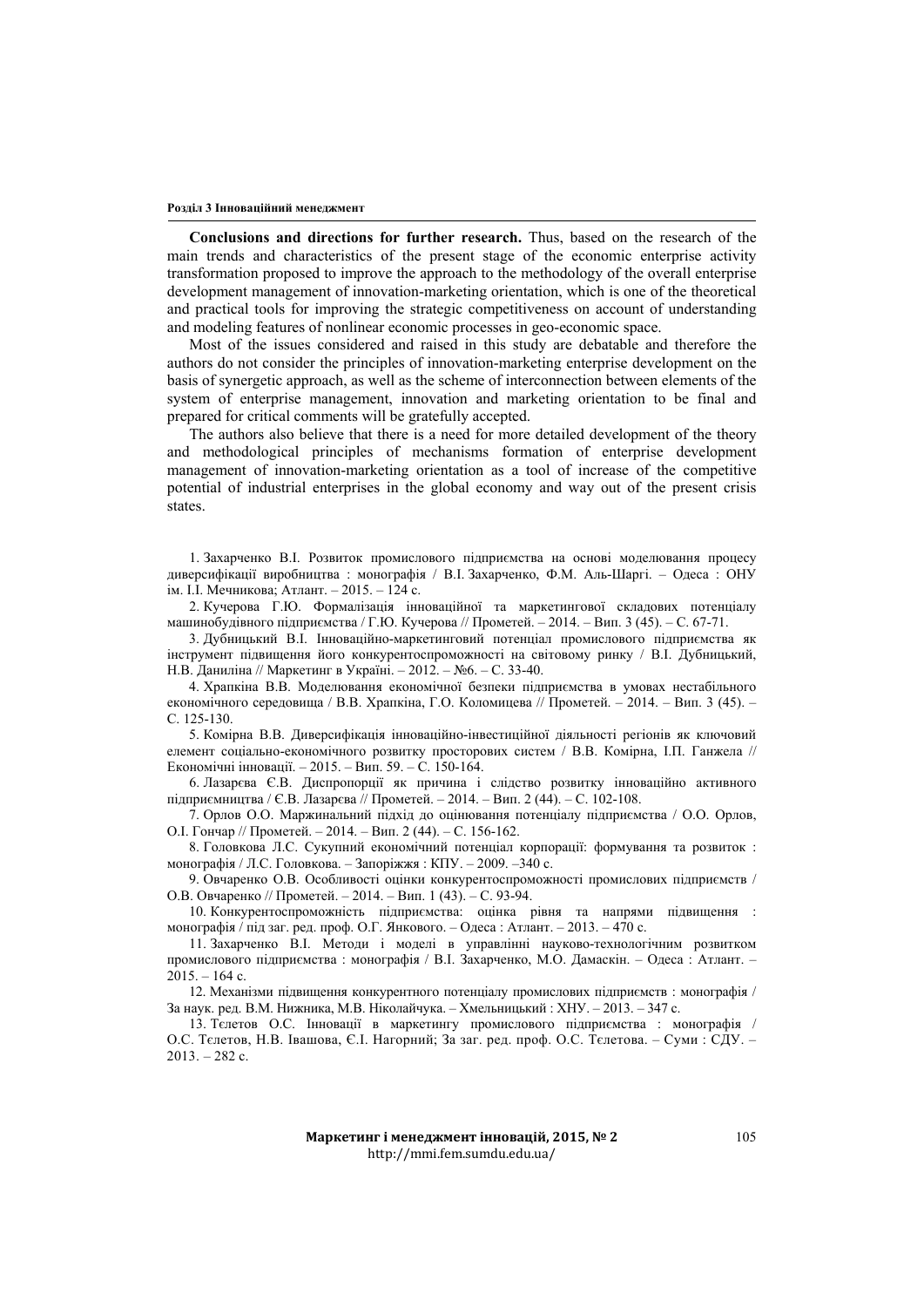**Conclusions and directions for further research.** Thus, based on the research of the main trends and characteristics of the present stage of the economic enterprise activity transformation proposed to improve the approach to the methodology of the overall enterprise development management of innovation-marketing orientation, which is one of the theoretical and practical tools for improving the strategic competitiveness on account of understanding and modeling features of nonlinear economic processes in geo-economic space.

Most of the issues considered and raised in this study are debatable and therefore the authors do not consider the principles of innovation-marketing enterprise development on the basis of synergetic approach, as well as the scheme of interconnection between elements of the system of enterprise management, innovation and marketing orientation to be final and prepared for critical comments will be gratefully accepted.

The authors also believe that there is a need for more detailed development of the theory and methodological principles of mechanisms formation of enterprise development management of innovation-marketing orientation as a tool of increase of the competitive potential of industrial enterprises in the global economy and way out of the present crisis states.

1. Захарченко В.І. Розвиток промислового підприємства на основі моделювання процесу диверсифікації виробництва : монографія / В.І. Захарченко, Ф.М. Аль-Шаргі. – Одеса : ОНУ ім. І.І. Мечникова; Атлант. – 2015. – 124 с.

2. Кучерова Г.Ю. Формалізація інноваційної та маркетингової складових потенціалу машинобудівного підприємства / Г.Ю. Кучерова // Прометей. – 2014. – Вип. 3 (45). – С. 67-71.

3. Дубницький В.І. Інноваційно-маркетинговий потенціал промислового підприємства як інструмент підвищення його конкурентоспроможності на світовому ринку / В.І. Дубницький, Н.В. Даниліна // Маркетинг в Україні. – 2012. – №6. – С. 33-40.

4. Храпкіна В.В. Моделювання економічної безпеки підприємства в умовах нестабільного економічного середовища / В.В. Храпкіна, Г.О. Коломицева // Прометей. – 2014. – Вип. 3 (45). – С. 125-130.

5. Комірна В.В. Диверсифікація інноваційно-інвестиційної діяльності регіонів як ключовий елемент соціально-економічного розвитку просторових систем / В.В. Комірна, І.П. Ганжела // Економічні інновації. – 2015. – Вип. 59. – С. 150-164.

6. Лазарєва Є.В. Диспропорції як причина і слідство розвитку інноваційно активного підприємництва / Є.В. Лазарєва // Прометей. – 2014. – Вип. 2 (44). – С. 102-108.

7. Орлов О.О. Маржинальний підхід до оцінювання потенціалу підприємства / О.О. Орлов, О.І. Гончар // Прометей. – 2014. – Вип. 2 (44). – С. 156-162.

8. Головкова Л.С. Сукупний економічний потенціал корпорації: формування та розвиток : монографія / Л.С. Головкова. – Запоріжжя : КПУ. – 2009. –340 с.

9. Овчаренко О.В. Особливості оцінки конкурентоспроможності промислових підприємств / О.В. Овчаренко // Прометей. – 2014. – Вип. 1 (43). – С. 93-94.

10. Конкурентоспроможність підприємства: оцінка рівня та напрями підвищення : монографія / під заг. ред. проф. О.Г. Янкового. – Одеса : Атлант. – 2013. – 470 с.

11. Захарченко В.І. Методи і моделі в управлінні науково-технологічним розвитком промислового підприємства : монографія / В.І. Захарченко, М.О. Дамаскін. – Одеса : Атлант. – 2015. – 164 с.

12. Механізми підвищення конкурентного потенціалу промислових підприємств : монографія / За наук. ред. В.М. Нижника, М.В. Ніколайчука. – Хмельницький : ХНУ. – 2013. – 347 с.

13. Тєлєтов О.С. Інновації в маркетингу промислового підприємства : монографія / О.С. Тєлєтов, Н.В. Івашова, Є.І. Нагорний; За заг. ред. проф. О.С. Тєлєтова. – Суми : СДУ. – 2013. – 282 с.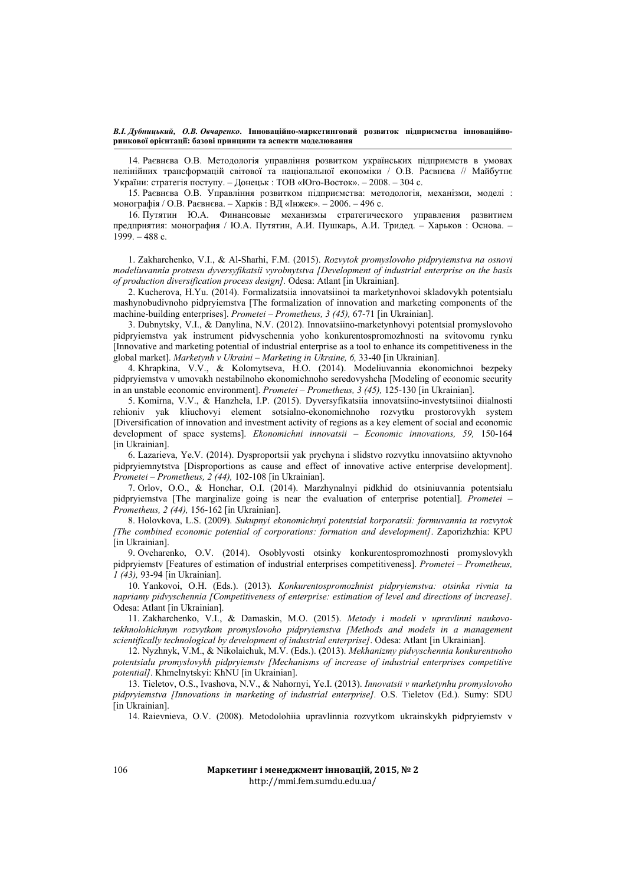14. Раєвнєва О.В. Методологія управління розвитком українських підприємств в умовах нелінійних трансформацій світової та національної економіки / О.В. Раєвнєва // Майбутнє України: стратегія поступу. – Донецьк : ТОВ «Юго-Восток». – 2008. – 304 с.

15. Раєвнєва О.В. Управління розвитком підприємства: методологія, механізми, моделі : монографія / О.В. Раєвнєва. – Харків : ВД «Інжек». – 2006. – 496 с.

16. Путятин Ю.А. Финансовые механизмы стратегического управления развитием предприятия: монография / Ю.А. Путятин, А.И. Пушкарь, А.И. Тридед. – Харьков : Основа. – 1999. – 488 с.

1. Zakharchenko, V.I., & Al-Sharhi, F.M. (2015). *Rozvytok promyslovoho pidpryiemstva na osnovi modeliuvannia protsesu dyversyfikatsii vyrobnytstva [Development of industrial enterprise on the basis of production diversification process design].* Odesa: Atlant [in Ukrainian].

2. Kucherova, H.Yu. (2014). Formalizatsiia innovatsiinoi ta marketynhovoi skladovykh potentsialu mashynobudivnoho pidpryiemstva [The formalization of innovation and marketing components of the machine-building enterprises]. *Prometei – Prometheus, 3 (45),* 67-71 [in Ukrainian].

3. Dubnytsky, V.I., & Danylina, N.V. (2012). Innovatsiino-marketynhovyi potentsial promyslovoho pidpryiemstva yak instrument pidvyschennia yoho konkurentospromozhnosti na svitovomu rynku [Innovative and marketing potential of industrial enterprise as a tool to enhance its competitiveness in the global market]. *Marketynh v Ukraini – Marketing in Ukraine, 6,* 33-40 [in Ukrainian].

4. Khrapkina, V.V., & Kolomytseva, H.O. (2014). Modeliuvannia ekonomichnoi bezpeky pidpryiemstva v umovakh nestabilnoho ekonomichnoho seredovyshcha [Modeling of economic security in an unstable economic environment]. *Prometei – Prometheus, 3 (45),* 125-130 [in Ukrainian].

5. Komirna, V.V., & Hanzhela, I.P. (2015). Dyversyfikatsiia innovatsiino-investytsiinoi diialnosti rehioniv yak kliuchovyi element sotsialno-ekonomichnoho rozvytku prostorovykh system [Diversification of innovation and investment activity of regions as a key element of social and economic development of space systems]. *Ekonomichni innovatsii – Economic innovations, 59,* 150-164 [in Ukrainian].

6. Lazarieva, Ye.V. (2014). Dysproportsii yak prychyna i slidstvo rozvytku innovatsiino aktyvnoho pidpryiemnytstva [Disproportions as cause and effect of innovative active enterprise development]. *Prometei – Prometheus, 2 (44),* 102-108 [in Ukrainian].

7. Orlov, O.O., & Honchar, O.I. (2014). Marzhynalnyi pidkhid do otsiniuvannia potentsialu pidpryiemstva [The marginalize going is near the evaluation of enterprise potential]. *Prometei – Prometheus, 2 (44),* 156-162 [in Ukrainian].

8. Holovkova, L.S. (2009). *Sukupnyi ekonomichnyi potentsial korporatsii: formuvannia ta rozvytok [The combined economic potential of corporations: formation and development]*. Zaporizhzhia: KPU [in Ukrainian].

9. Ovcharenko, O.V. (2014). Osoblyvosti otsinky konkurentospromozhnosti promyslovykh pidpryiemstv [Features of estimation of industrial enterprises competitiveness]. *Prometei – Prometheus, 1 (43),* 93-94 [in Ukrainian].

10. Yankovoi, O.H. (Eds.). (2013). *Konkurentospromozhnist pidpryiemstva: otsinka rivnia ta napriamy pidvyschennia [Competitiveness of enterprise: estimation of level and directions of increase]*. Odesa: Atlant [in Ukrainian].

11. Zakharchenko, V.I., & Damaskin, M.O. (2015). *Metody i modeli v upravlinni naukovo-tekhnolohichnym rozvytkom promyslovoho pidpryiemstva [Methods and models in a management scientifically technological by development of industrial enterprise]*. Odesa: Atlant [in Ukrainian].

12. Nyzhnyk, V.M., & Nikolaichuk, M.V. (Eds.). (2013). *Mekhanizmy pidvyschennia konkurentnoho potentsialu promyslovykh pidpryiemstv [Mechanisms of increase of industrial enterprises competitive potential]*. Khmelnytskyi: KhNU [in Ukrainian].

13. Tieletov, O.S., Ivashova, N.V., & Nahornyi, Ye.I. (2013). *Innovatsii v marketynhu promyslovoho pidpryiemstva [Innovations in marketing of industrial enterprise].* O.S. Tieletov (Ed.). Sumy: SDU [in Ukrainian].

14. Raievnieva, O.V. (2008). Metodolohiia upravlinnia rozvytkom ukrainskykh pidpryiemstv v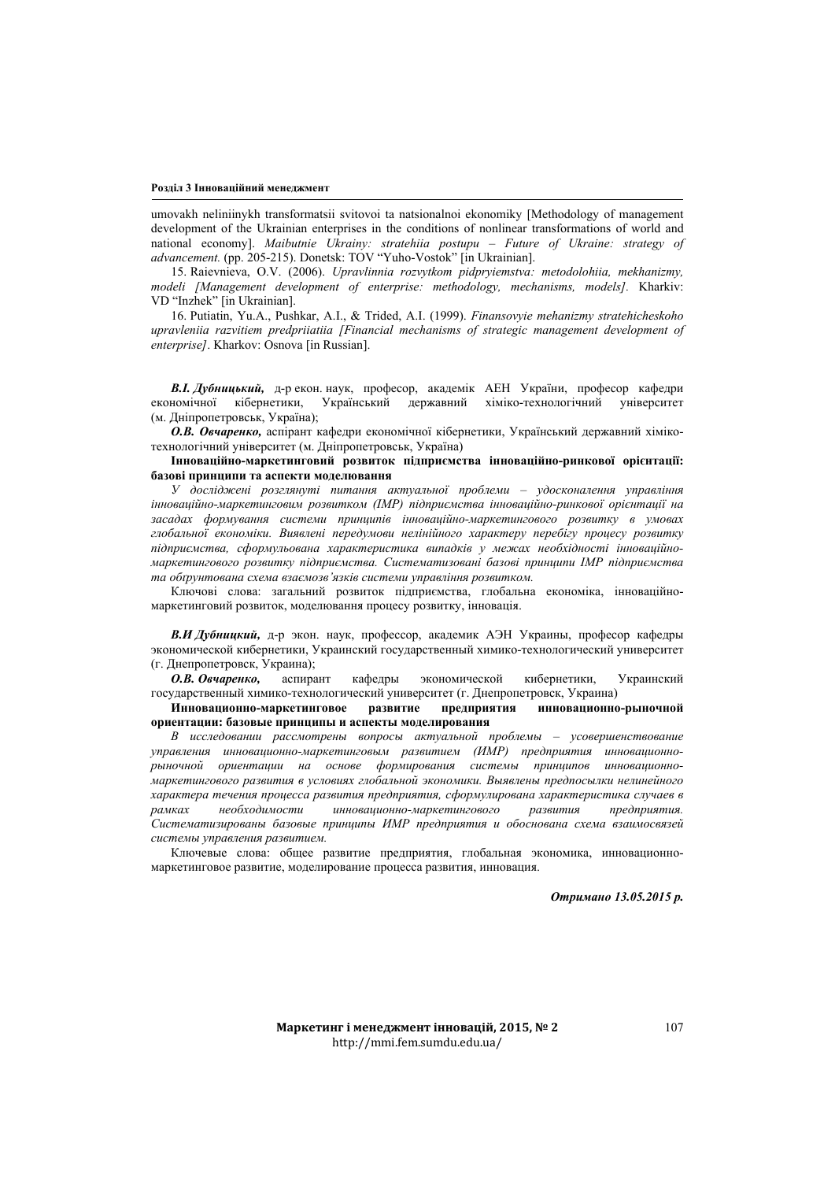umovakh neliniinykh transformatsii svitovoi ta natsionalnoi ekonomiky [Methodology of management development of the Ukrainian enterprises in the conditions of nonlinear transformations of world and national economy]. *Maibutnie Ukrainy: stratehiia postupu – Future of Ukraine: strategy of advancement.* (pp. 205-215). Donetsk: TOV "Yuho-Vostok" [in Ukrainian].

15. Raievnieva, O.V. (2006). *Upravlinnia rozvytkom pidpryiemstva: metodolohiia, mekhanizmy, modeli [Management development of enterprise: methodology, mechanisms, models].* Kharkiv: VD "Inzhek" [in Ukrainian].

16. Putiatin, Yu.A., Pushkar, A.I., & Trided, A.I. (1999). *Finansovyie mehanizmy stratehicheskoho upravleniia razvitiem predpriiatiia [Financial mechanisms of strategic management development of enterprise]*. Kharkov: Osnova [in Russian].

***В.І. Дубницький,*** д-р екон. наук, професор, академік АЕН України, професор кафедри економічної кібернетики, Український державний хіміко-технологічний університет (м. Дніпропетровськ, Україна);

***О.В. Овчаренко,*** аспірант кафедри економічної кібернетики, Український державний хіміко-технологічний університет (м. Дніпропетровськ, Україна)

**Інноваційно-маркетинговий розвиток підприємства інноваційно-ринкової орієнтації: базові принципи та аспекти моделювання**

*У дослідженні розглянуті питання актуальної проблеми – удосконалення управління інноваційно-маркетинговим розвитком (ІМР) підприємства інноваційно-ринкової орієнтації на засадах формування системи принципів інноваційно-маркетингового розвитку в умовах глобальної економіки. Виявлені передумови нелінійного характеру перебігу процесу розвитку підприємства, сформульована характеристика випадків у межах необхідності інноваційно-маркетингового розвитку підприємства. Систематизовані базові принципи ІМР підприємства та обґрунтована схема взаємозв'язків системи управління розвитком.*

Ключові слова: загальний розвиток підприємства, глобальна економіка, інноваційно-маркетинговий розвиток, моделювання процесу розвитку, інновація.

***В.И Дубницкий,*** д-р экон. наук, профессор, академик АЭН Украины, професор кафедры экономической кибернетики, Украинский государственный химико-технологический университет (г. Днепропетровск, Украина);

***О.В. Овчаренко,*** аспирант кафедры экономической кибернетики, Украинский государственный химико-технологический университет (г. Днепропетровск, Украина)

**Инновационно-маркетинговое развитие предприятия инновационно-рыночной ориентации: базовые принципы и аспекты моделирования**

*В исследовании рассмотрены вопросы актуальной проблемы – усовершенствование управления инновационно-маркетинговым развитием (ИМР) предприятия инновационно-рыночной ориентации на основе формирования системы принципов инновационно-маркетингового развития в условиях глобальной экономики. Выявлены предпосылки нелинейного характера течения процесса развития предприятия, сформулирована характеристика случаев в рамках необходимости инновационно-маркетингового развития предприятия. Систематизированы базовые принципы ИМР предприятия и обоснована схема взаимосвязей системы управления развитием.*

Ключевые слова: общее развитие предприятия, глобальная экономика, инновационно-маркетинговое развитие, моделирование процесса развития, инновация.

***Отримано 13.05.2015 р.***